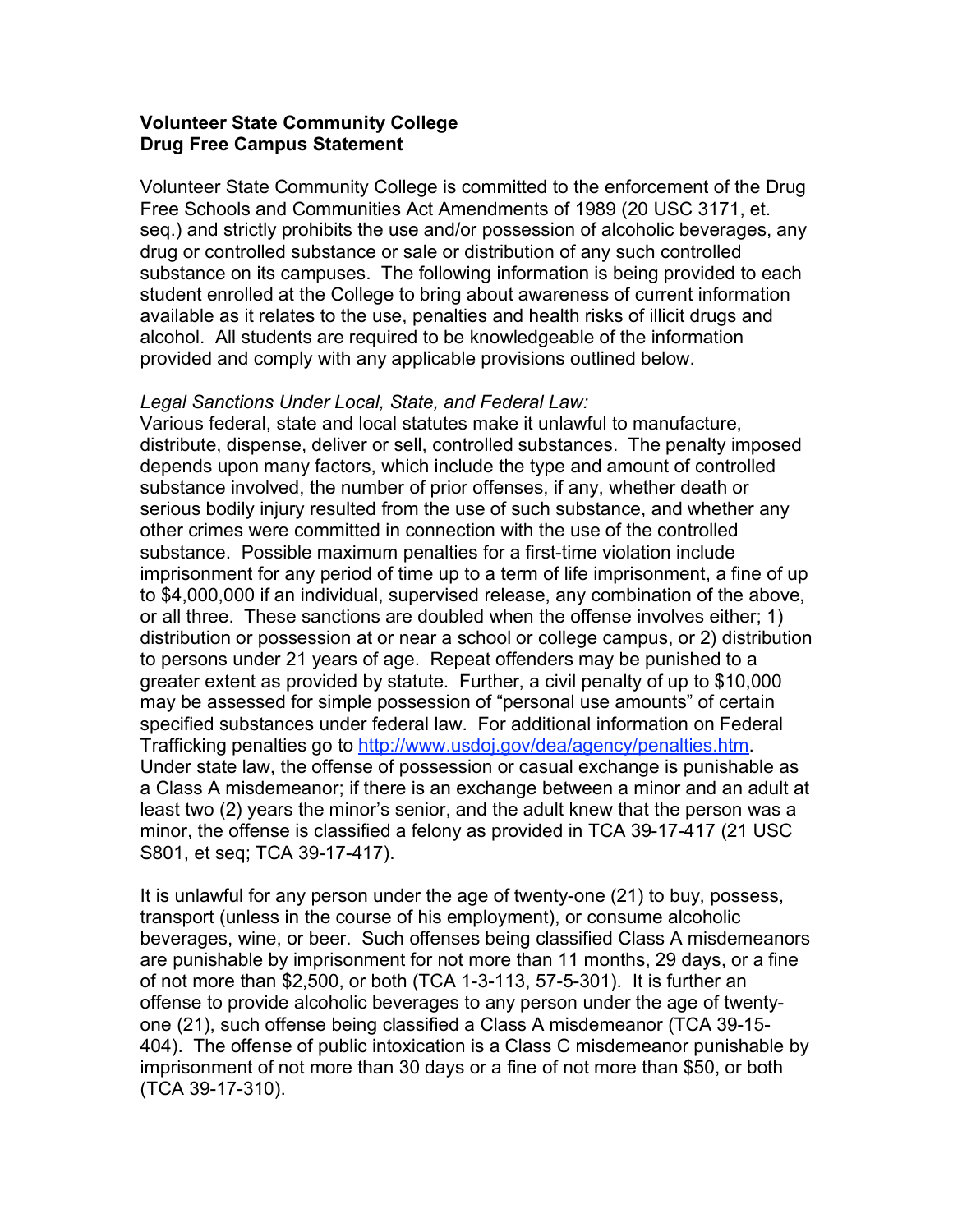**Volunteer State Community College**
**Drug Free Campus Statement**

Volunteer State Community College is committed to the enforcement of the Drug Free Schools and Communities Act Amendments of 1989 (20 USC 3171, et. seq.) and strictly prohibits the use and/or possession of alcoholic beverages, any drug or controlled substance or sale or distribution of any such controlled substance on its campuses. The following information is being provided to each student enrolled at the College to bring about awareness of current information available as it relates to the use, penalties and health risks of illicit drugs and alcohol. All students are required to be knowledgeable of the information provided and comply with any applicable provisions outlined below.

*Legal Sanctions Under Local, State, and Federal Law:*
Various federal, state and local statutes make it unlawful to manufacture, distribute, dispense, deliver or sell, controlled substances. The penalty imposed depends upon many factors, which include the type and amount of controlled substance involved, the number of prior offenses, if any, whether death or serious bodily injury resulted from the use of such substance, and whether any other crimes were committed in connection with the use of the controlled substance. Possible maximum penalties for a first-time violation include imprisonment for any period of time up to a term of life imprisonment, a fine of up to $4,000,000 if an individual, supervised release, any combination of the above, or all three. These sanctions are doubled when the offense involves either; 1) distribution or possession at or near a school or college campus, or 2) distribution to persons under 21 years of age. Repeat offenders may be punished to a greater extent as provided by statute. Further, a civil penalty of up to $10,000 may be assessed for simple possession of "personal use amounts" of certain specified substances under federal law. For additional information on Federal Trafficking penalties go to [http://www.usdoj.gov/dea/agency/penalties.htm](http://www.usdoj.gov/dea/agency/penalties.htm). Under state law, the offense of possession or casual exchange is punishable as a Class A misdemeanor; if there is an exchange between a minor and an adult at least two (2) years the minor's senior, and the adult knew that the person was a minor, the offense is classified a felony as provided in TCA 39-17-417 (21 USC S801, et seq; TCA 39-17-417).

It is unlawful for any person under the age of twenty-one (21) to buy, possess, transport (unless in the course of his employment), or consume alcoholic beverages, wine, or beer. Such offenses being classified Class A misdemeanors are punishable by imprisonment for not more than 11 months, 29 days, or a fine of not more than $2,500, or both (TCA 1-3-113, 57-5-301). It is further an offense to provide alcoholic beverages to any person under the age of twenty-one (21), such offense being classified a Class A misdemeanor (TCA 39-15-404). The offense of public intoxication is a Class C misdemeanor punishable by imprisonment of not more than 30 days or a fine of not more than $50, or both (TCA 39-17-310).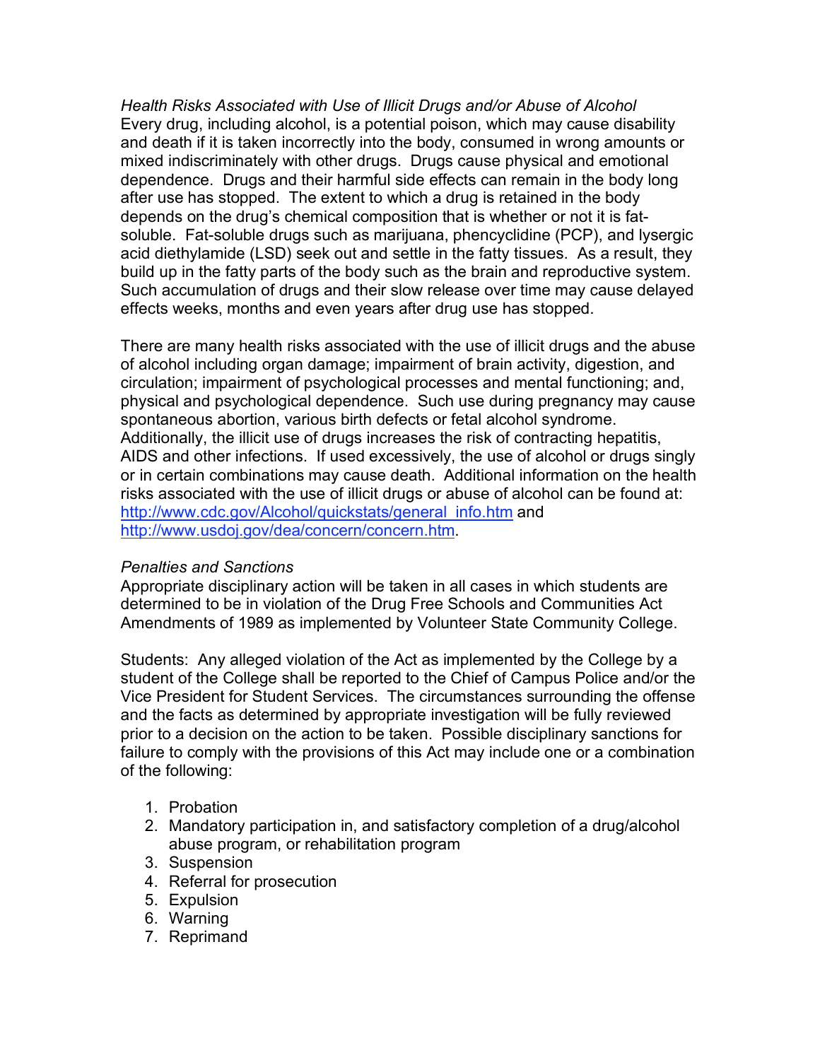*Health Risks Associated with Use of Illicit Drugs and/or Abuse of Alcohol*

Every drug, including alcohol, is a potential poison, which may cause disability and death if it is taken incorrectly into the body, consumed in wrong amounts or mixed indiscriminately with other drugs. Drugs cause physical and emotional dependence. Drugs and their harmful side effects can remain in the body long after use has stopped. The extent to which a drug is retained in the body depends on the drug's chemical composition that is whether or not it is fat-soluble. Fat-soluble drugs such as marijuana, phencyclidine (PCP), and lysergic acid diethylamide (LSD) seek out and settle in the fatty tissues. As a result, they build up in the fatty parts of the body such as the brain and reproductive system. Such accumulation of drugs and their slow release over time may cause delayed effects weeks, months and even years after drug use has stopped.

There are many health risks associated with the use of illicit drugs and the abuse of alcohol including organ damage; impairment of brain activity, digestion, and circulation; impairment of psychological processes and mental functioning; and, physical and psychological dependence. Such use during pregnancy may cause spontaneous abortion, various birth defects or fetal alcohol syndrome. Additionally, the illicit use of drugs increases the risk of contracting hepatitis, AIDS and other infections. If used excessively, the use of alcohol or drugs singly or in certain combinations may cause death. Additional information on the health risks associated with the use of illicit drugs or abuse of alcohol can be found at: http://www.cdc.gov/Alcohol/quickstats/general_info.htm and http://www.usdoj.gov/dea/concern/concern.htm.

*Penalties and Sanctions*

Appropriate disciplinary action will be taken in all cases in which students are determined to be in violation of the Drug Free Schools and Communities Act Amendments of 1989 as implemented by Volunteer State Community College.

Students: Any alleged violation of the Act as implemented by the College by a student of the College shall be reported to the Chief of Campus Police and/or the Vice President for Student Services. The circumstances surrounding the offense and the facts as determined by appropriate investigation will be fully reviewed prior to a decision on the action to be taken. Possible disciplinary sanctions for failure to comply with the provisions of this Act may include one or a combination of the following:

1. Probation
2. Mandatory participation in, and satisfactory completion of a drug/alcohol abuse program, or rehabilitation program
3. Suspension
4. Referral for prosecution
5. Expulsion
6. Warning
7. Reprimand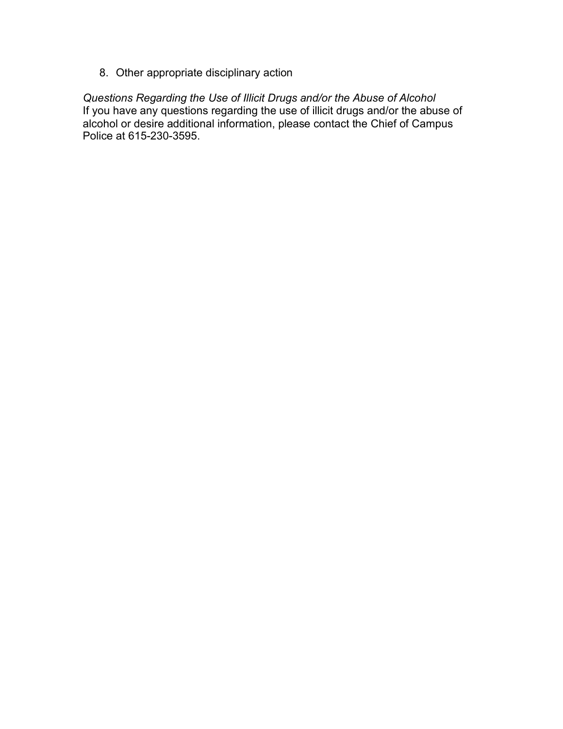8. Other appropriate disciplinary action

*Questions Regarding the Use of Illicit Drugs and/or the Abuse of Alcohol*
If you have any questions regarding the use of illicit drugs and/or the abuse of alcohol or desire additional information, please contact the Chief of Campus Police at 615-230-3595.